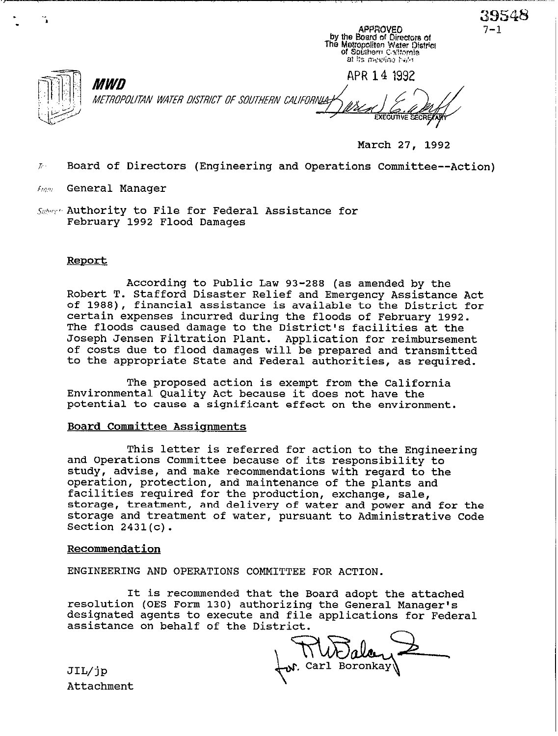39548

7-1

APPROVED
by the Board of Directors of
The Metropolitan Water District
of Southern California
at its meeting held

APR 14 1992

EXECUTIVE SECRETARY

**MWD**

*METROPOLITAN WATER DISTRICT OF SOUTHERN CALIFORNIA*

March 27, 1992

To: Board of Directors (Engineering and Operations Committee--Action)

From: General Manager

Subject: Authority to File for Federal Assistance for February 1992 Flood Damages

## Report

According to Public Law 93-288 (as amended by the Robert T. Stafford Disaster Relief and Emergency Assistance Act of 1988), financial assistance is available to the District for certain expenses incurred during the floods of February 1992. The floods caused damage to the District's facilities at the Joseph Jensen Filtration Plant. Application for reimbursement of costs due to flood damages will be prepared and transmitted to the appropriate State and Federal authorities, as required.

The proposed action is exempt from the California Environmental Quality Act because it does not have the potential to cause a significant effect on the environment.

## Board Committee Assignments

This letter is referred for action to the Engineering and Operations Committee because of its responsibility to study, advise, and make recommendations with regard to the operation, protection, and maintenance of the plants and facilities required for the production, exchange, sale, storage, treatment, and delivery of water and power and for the storage and treatment of water, pursuant to Administrative Code Section 2431(c).

## Recommendation

ENGINEERING AND OPERATIONS COMMITTEE FOR ACTION.

It is recommended that the Board adopt the attached resolution (OES Form 130) authorizing the General Manager's designated agents to execute and file applications for Federal assistance on behalf of the District.

for Carl Boronkay

JIL/jp

Attachment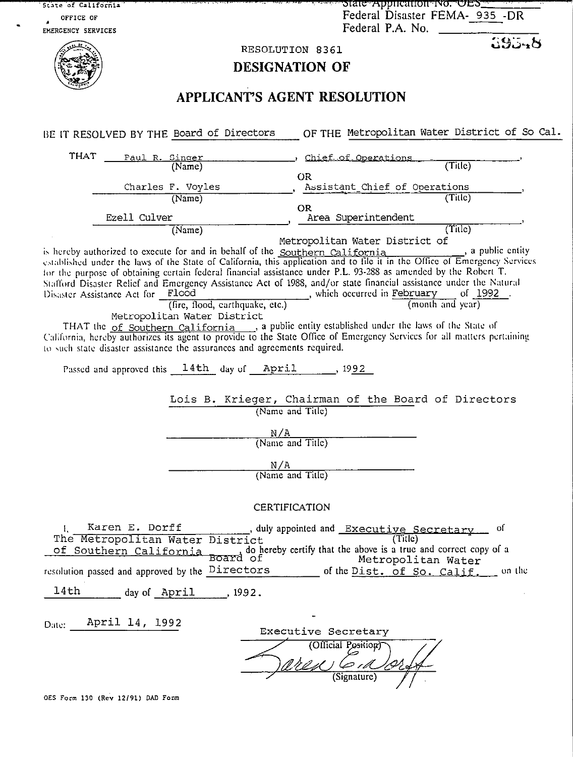State of California
OFFICE OF
EMERGENCY SERVICES

State Application No. OES
Federal Disaster FEMA- 935 -DR
Federal P.A. No.

39548

RESOLUTION 8361

# DESIGNATION OF

# APPLICANT'S AGENT RESOLUTION

BE IT RESOLVED BY THE Board of Directors OF THE Metropolitan Water District of So Cal.

THAT Paul R. Singer (Name), Chief of Operations (Title),

OR

Charles F. Voyles (Name), Assistant Chief of Operations (Title),

OR

Ezell Culver (Name), Area Superintendent (Title),

is hereby authorized to execute for and in behalf of the Metropolitan Water District of Southern California, a public entity established under the laws of the State of California, this application and to file it in the Office of Emergency Services for the purpose of obtaining certain federal financial assistance under P.L. 93-288 as amended by the Robert T. Stafford Disaster Relief and Emergency Assistance Act of 1988, and/or state financial assistance under the Natural Disaster Assistance Act for Flood (fire, flood, earthquake, etc.), which occurred in February of 1992 (month and year).

THAT the Metropolitan Water District of Southern California, a public entity established under the laws of the State of California, hereby authorizes its agent to provide to the State Office of Emergency Services for all matters pertaining to such state disaster assistance the assurances and agreements required.

Passed and approved this 14th day of April, 1992

Lois B. Krieger, Chairman of the Board of Directors
(Name and Title)

N/A
(Name and Title)

N/A
(Name and Title)

## CERTIFICATION

I, Karen E. Dorff, duly appointed and Executive Secretary (Title) of The Metropolitan Water District of Southern California, do hereby certify that the above is a true and correct copy of a resolution passed and approved by the Board of Directors of the Metropolitan Water Dist. of So. Calif. on the 14th day of April, 1992.

Date: April 14, 1992

Executive Secretary
(Official Position)

Karen E. Dorff
(Signature)

OES Form 130 (Rev 12/91) DAD Form